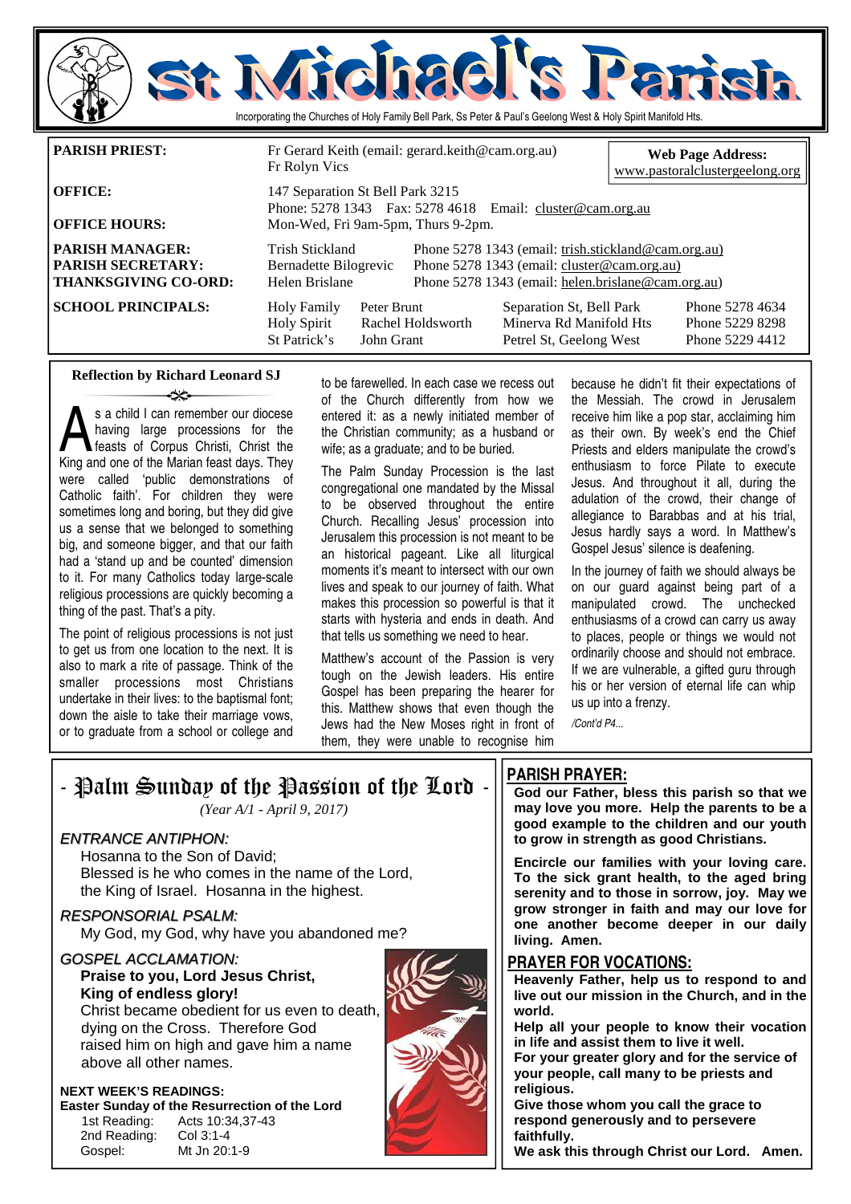# St Michael's Parish

Incorporating the Churches of Holy Family Bell Park, Ss Peter & Paul's Geelong West & Holy Spirit Manifold Hts.

| | | | |
|---|---|---|---|
| **PARISH PRIEST:** | Fr Gerard Keith (email: gerard.keith@cam.org.au)<br>Fr Rolyn Vics | | **Web Page Address:** www.pastoralclustergeelong.org |
| **OFFICE:** | 147 Separation St Bell Park 3215<br>Phone: 5278 1343 Fax: 5278 4618 Email: cluster@cam.org.au | | |
| **OFFICE HOURS:** | Mon-Wed, Fri 9am-5pm, Thurs 9-2pm. | | |
| **PARISH MANAGER:** | Trish Stickland | Phone 5278 1343 (email: trish.stickland@cam.org.au) | |
| **PARISH SECRETARY:** | Bernadette Bilogrevic | Phone 5278 1343 (email: cluster@cam.org.au) | |
| **THANKSGIVING CO-ORD:** | Helen Brislane | Phone 5278 1343 (email: helen.brislane@cam.org.au) | |

| | | | | |
|---|---|---|---|---|
| **SCHOOL PRINCIPALS:** | Holy Family | Peter Brunt | Separation St, Bell Park | Phone 5278 4634 |
| | Holy Spirit | Rachel Holdsworth | Minerva Rd Manifold Hts | Phone 5229 8298 |
| | St Patrick's | John Grant | Petrel St, Geelong West | Phone 5229 4412 |

## Reflection by Richard Leonard SJ

As a child I can remember our diocese having large processions for the feasts of Corpus Christi, Christ the King and one of the Marian feast days. They were called 'public demonstrations of Catholic faith'. For children they were sometimes long and boring, but they did give us a sense that we belonged to something big, and someone bigger, and that our faith had a 'stand up and be counted' dimension to it. For many Catholics today large-scale religious processions are quickly becoming a thing of the past. That's a pity.

The point of religious processions is not just to get us from one location to the next. It is also to mark a rite of passage. Think of the smaller processions most Christians undertake in their lives: to the baptismal font; down the aisle to take their marriage vows, or to graduate from a school or college and to be farewelled. In each case we recess out of the Church differently from how we entered it: as a newly initiated member of the Christian community; as a husband or wife; as a graduate; and to be buried.

The Palm Sunday Procession is the last congregational one mandated by the Missal to be observed throughout the entire Church. Recalling Jesus' procession into Jerusalem this procession is not meant to be an historical pageant. Like all liturgical moments it's meant to intersect with our own lives and speak to our journey of faith. What makes this procession so powerful is that it starts with hysteria and ends in death. And that tells us something we need to hear.

Matthew's account of the Passion is very tough on the Jewish leaders. His entire Gospel has been preparing the hearer for this. Matthew shows that even though the Jews had the New Moses right in front of them, they were unable to recognise him because he didn't fit their expectations of the Messiah. The crowd in Jerusalem receive him like a pop star, acclaiming him as their own. By week's end the Chief Priests and elders manipulate the crowd's enthusiasm to force Pilate to execute Jesus. And throughout it all, during the adulation of the crowd, their change of allegiance to Barabbas and at his trial, Jesus hardly says a word. In Matthew's Gospel Jesus' silence is deafening.

In the journey of faith we should always be on our guard against being part of a manipulated crowd. The unchecked enthusiasms of a crowd can carry us away to places, people or things we would not ordinarily choose and should not embrace. If we are vulnerable, a gifted guru through his or her version of eternal life can whip us up into a frenzy.

*/Cont'd P4...*

## - Palm Sunday of the Passion of the Lord -

*(Year A/1 - April 9, 2017)*

*ENTRANCE ANTIPHON:*

Hosanna to the Son of David;
Blessed is he who comes in the name of the Lord,
the King of Israel. Hosanna in the highest.

*RESPONSORIAL PSALM:*

My God, my God, why have you abandoned me?

*GOSPEL ACCLAMATION:*

**Praise to you, Lord Jesus Christ,**
**King of endless glory!**
Christ became obedient for us even to death,
dying on the Cross. Therefore God
raised him on high and gave him a name
above all other names.

**NEXT WEEK'S READINGS:**
**Easter Sunday of the Resurrection of the Lord**

| | |
|---|---|
| 1st Reading: | Acts 10:34,37-43 |
| 2nd Reading: | Col 3:1-4 |
| Gospel: | Mt Jn 20:1-9 |

## PARISH PRAYER:

**God our Father, bless this parish so that we may love you more. Help the parents to be a good example to the children and our youth to grow in strength as good Christians.**

**Encircle our families with your loving care. To the sick grant health, to the aged bring serenity and to those in sorrow, joy. May we grow stronger in faith and may our love for one another become deeper in our daily living. Amen.**

## PRAYER FOR VOCATIONS:

**Heavenly Father, help us to respond to and live out our mission in the Church, and in the world.**
**Help all your people to know their vocation in life and assist them to live it well.**
**For your greater glory and for the service of your people, call many to be priests and religious.**
**Give those whom you call the grace to respond generously and to persevere faithfully.**
**We ask this through Christ our Lord. Amen.**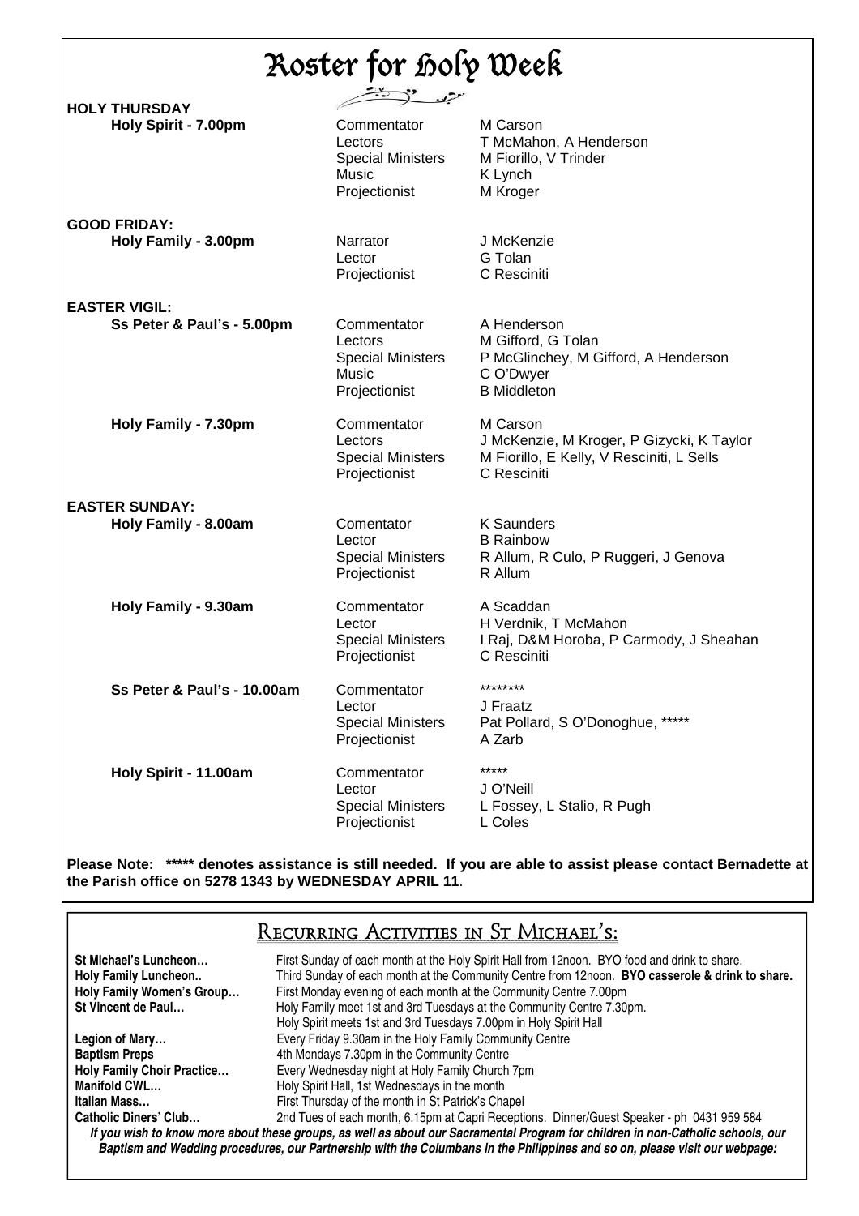# Roster for Holy Week

**HOLY THURSDAY**

**Holy Spirit - 7.00pm**

| | |
|---|---|
| Commentator | M Carson |
| Lectors | T McMahon, A Henderson |
| Special Ministers | M Fiorillo, V Trinder |
| Music | K Lynch |
| Projectionist | M Kroger |

**GOOD FRIDAY:**

**Holy Family - 3.00pm**

| | |
|---|---|
| Narrator | J McKenzie |
| Lector | G Tolan |
| Projectionist | C Resciniti |

**EASTER VIGIL:**

**Ss Peter & Paul's - 5.00pm**

| | |
|---|---|
| Commentator | A Henderson |
| Lectors | M Gifford, G Tolan |
| Special Ministers | P McGlinchey, M Gifford, A Henderson |
| Music | C O'Dwyer |
| Projectionist | B Middleton |

**Holy Family - 7.30pm**

| | |
|---|---|
| Commentator | M Carson |
| Lectors | J McKenzie, M Kroger, P Gizycki, K Taylor |
| Special Ministers | M Fiorillo, E Kelly, V Resciniti, L Sells |
| Projectionist | C Resciniti |

**EASTER SUNDAY:**

**Holy Family - 8.00am**

| | |
|---|---|
| Comentator | K Saunders |
| Lector | B Rainbow |
| Special Ministers | R Allum, R Culo, P Ruggeri, J Genova |
| Projectionist | R Allum |

**Holy Family - 9.30am**

| | |
|---|---|
| Commentator | A Scaddan |
| Lector | H Verdnik, T McMahon |
| Special Ministers | I Raj, D&M Horoba, P Carmody, J Sheahan |
| Projectionist | C Resciniti |

**Ss Peter & Paul's - 10.00am**

| | |
|---|---|
| Commentator | ******** |
| Lector | J Fraatz |
| Special Ministers | Pat Pollard, S O'Donoghue, ***** |
| Projectionist | A Zarb |

**Holy Spirit - 11.00am**

| | |
|---|---|
| Commentator | ***** |
| Lector | J O'Neill |
| Special Ministers | L Fossey, L Stalio, R Pugh |
| Projectionist | L Coles |

**Please Note: ***** denotes assistance is still needed. If you are able to assist please contact Bernadette at the Parish office on 5278 1343 by WEDNESDAY APRIL 11**.

## Recurring Activities in St Michael's:

**St Michael's Luncheon…** First Sunday of each month at the Holy Spirit Hall from 12noon. BYO food and drink to share.

**Holy Family Luncheon..** Third Sunday of each month at the Community Centre from 12noon. **BYO casserole & drink to share.**

**Holy Family Women's Group…** First Monday evening of each month at the Community Centre 7.00pm

**St Vincent de Paul…** Holy Family meet 1st and 3rd Tuesdays at the Community Centre 7.30pm. Holy Spirit meets 1st and 3rd Tuesdays 7.00pm in Holy Spirit Hall

**Legion of Mary…** Every Friday 9.30am in the Holy Family Community Centre

**Baptism Preps** 4th Mondays 7.30pm in the Community Centre

**Holy Family Choir Practice…** Every Wednesday night at Holy Family Church 7pm

**Manifold CWL…** Holy Spirit Hall, 1st Wednesdays in the month

**Italian Mass…** First Thursday of the month in St Patrick's Chapel

**Catholic Diners' Club…** 2nd Tues of each month, 6.15pm at Capri Receptions. Dinner/Guest Speaker - ph 0431 959 584

***If you wish to know more about these groups, as well as about our Sacramental Program for children in non-Catholic schools, our Baptism and Wedding procedures, our Partnership with the Columbans in the Philippines and so on, please visit our webpage:***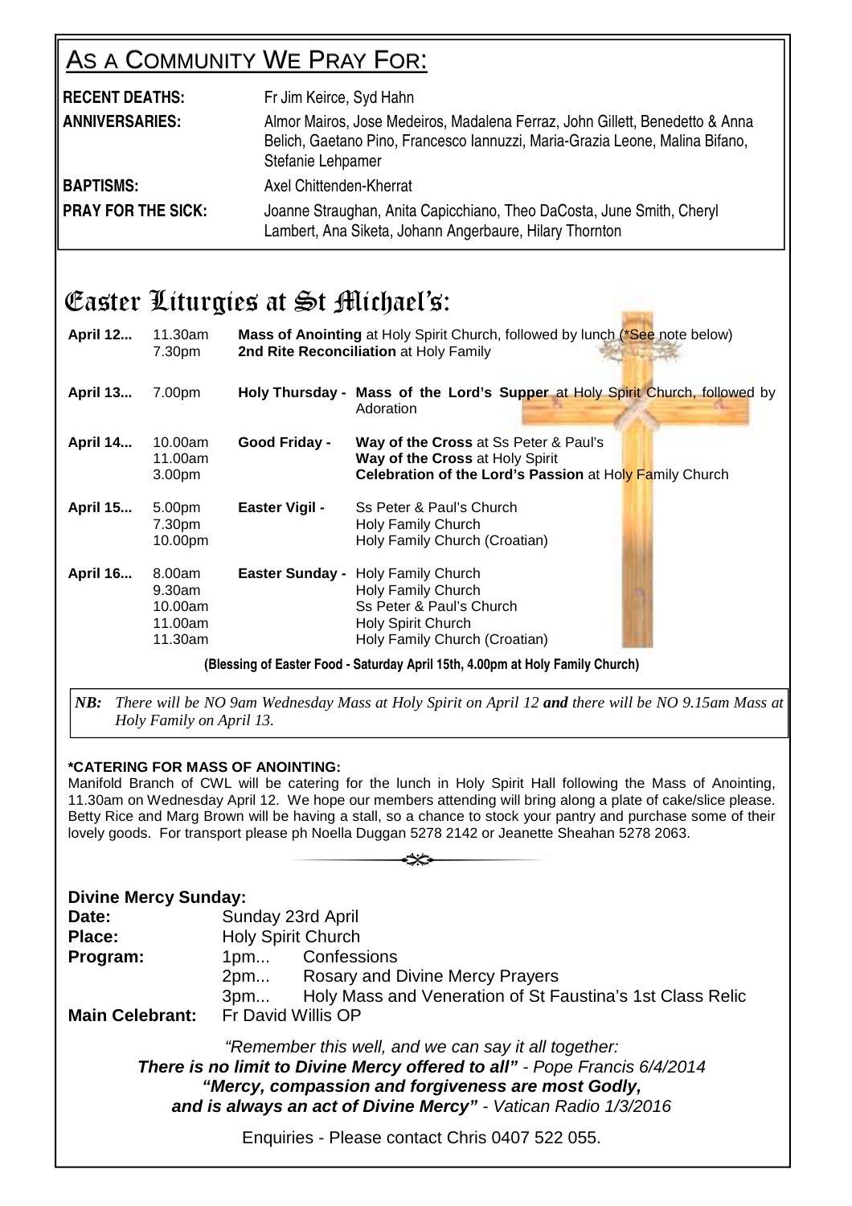## AS A COMMUNITY WE PRAY FOR:

| | |
|---|---|
| **RECENT DEATHS:** | Fr Jim Keirce, Syd Hahn |
| **ANNIVERSARIES:** | Almor Mairos, Jose Medeiros, Madalena Ferraz, John Gillett, Benedetto & Anna Belich, Gaetano Pino, Francesco Iannuzzi, Maria-Grazia Leone, Malina Bifano, Stefanie Lehpamer |
| **BAPTISMS:** | Axel Chittenden-Kherrat |
| **PRAY FOR THE SICK:** | Joanne Straughan, Anita Capicchiano, Theo DaCosta, June Smith, Cheryl Lambert, Ana Siketa, Johann Angerbaure, Hilary Thornton |

## Easter Liturgies at St Michael's:

| Date | Time | | |
|---|---|---|---|
| **April 12...** | 11.30am<br>7.30pm | **Mass of Anointing** at Holy Spirit Church, followed by lunch (*See note below)<br>**2nd Rite Reconciliation** at Holy Family | |
| **April 13...** | 7.00pm | **Holy Thursday -** | **Mass of the Lord's Supper** at Holy Spirit Church, followed by Adoration |
| **April 14...** | 10.00am<br>11.00am<br>3.00pm | **Good Friday -** | **Way of the Cross** at Ss Peter & Paul's<br>**Way of the Cross** at Holy Spirit<br>**Celebration of the Lord's Passion** at Holy Family Church |
| **April 15...** | 5.00pm<br>7.30pm<br>10.00pm | **Easter Vigil -** | Ss Peter & Paul's Church<br>Holy Family Church<br>Holy Family Church (Croatian) |
| **April 16...** | 8.00am<br>9.30am<br>10.00am<br>11.00am<br>11.30am | **Easter Sunday -** | Holy Family Church<br>Holy Family Church<br>Ss Peter & Paul's Church<br>Holy Spirit Church<br>Holy Family Church (Croatian) |

**(Blessing of Easter Food - Saturday April 15th, 4.00pm at Holy Family Church)**

***NB:*** *There will be NO 9am Wednesday Mass at Holy Spirit on April 12* ***and*** *there will be NO 9.15am Mass at Holy Family on April 13.*

**\*CATERING FOR MASS OF ANOINTING:**

Manifold Branch of CWL will be catering for the lunch in Holy Spirit Hall following the Mass of Anointing, 11.30am on Wednesday April 12. We hope our members attending will bring along a plate of cake/slice please. Betty Rice and Marg Brown will be having a stall, so a chance to stock your pantry and purchase some of their lovely goods. For transport please ph Noella Duggan 5278 2142 or Jeanette Sheahan 5278 2063.

### Divine Mercy Sunday:

**Date:** Sunday 23rd April
**Place:** Holy Spirit Church
**Program:**
- 1pm... Confessions
- 2pm... Rosary and Divine Mercy Prayers
- 3pm... Holy Mass and Veneration of St Faustina's 1st Class Relic

**Main Celebrant:** Fr David Willis OP

*"Remember this well, and we can say it all together:*
***There is no limit to Divine Mercy offered to all"*** *- Pope Francis 6/4/2014*
***"Mercy, compassion and forgiveness are most Godly,***
***and is always an act of Divine Mercy"*** *- Vatican Radio 1/3/2016*

Enquiries - Please contact Chris 0407 522 055.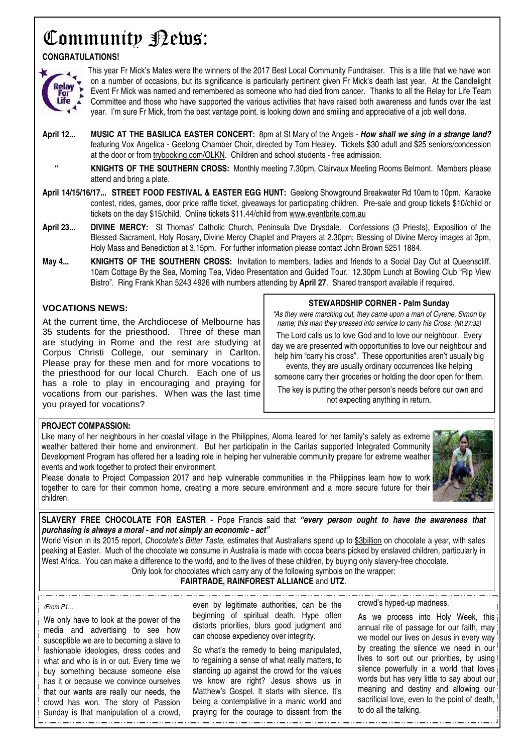# Community News:

**CONGRATULATIONS!**

This year Fr Mick's Mates were the winners of the 2017 Best Local Community Fundraiser. This is a title that we have won on a number of occasions, but its significance is particularly pertinent given Fr Mick's death last year. At the Candlelight Event Fr Mick was named and remembered as someone who had died from cancer. Thanks to all the Relay for Life Team Committee and those who have supported the various activities that have raised both awareness and funds over the last year. I'm sure Fr Mick, from the best vantage point, is looking down and smiling and appreciative of a job well done.

**April 12...** **MUSIC AT THE BASILICA EASTER CONCERT:** 8pm at St Mary of the Angels - ***How shall we sing in a strange land?*** featuring Vox Angelica - Geelong Chamber Choir, directed by Tom Healey. Tickets $30 adult and $25 seniors/concession at the door or from trybooking.com/OLKN. Children and school students - free admission.

**"** **KNIGHTS OF THE SOUTHERN CROSS:** Monthly meeting 7.30pm, Clairvaux Meeting Rooms Belmont. Members please attend and bring a plate.

**April 14/15/16/17...** **STREET FOOD FESTIVAL & EASTER EGG HUNT:** Geelong Showground Breakwater Rd 10am to 10pm. Karaoke contest, rides, games, door price raffle ticket, giveaways for participating children. Pre-sale and group tickets $10/child or tickets on the day $15/child. Online tickets $11.44/child from www.eventbrite.com.au

**April 23...** **DIVINE MERCY:** St Thomas' Catholic Church, Peninsula Dve Drysdale. Confessions (3 Priests), Exposition of the Blessed Sacrament, Holy Rosary, Divine Mercy Chaplet and Prayers at 2.30pm; Blessing of Divine Mercy images at 3pm, Holy Mass and Benediction at 3.15pm. For further information please contact John Brown 5251 1884.

**May 4...** **KNIGHTS OF THE SOUTHERN CROSS:** Invitation to members, ladies and friends to a Social Day Out at Queenscliff. 10am Cottage By the Sea, Morning Tea, Video Presentation and Guided Tour. 12.30pm Lunch at Bowling Club "Rip View Bistro". Ring Frank Khan 5243 4926 with numbers attending by **April 27**. Shared transport available if required.

## VOCATIONS NEWS:

At the current time, the Archdiocese of Melbourne has 35 students for the priesthood. Three of these man are studying in Rome and the rest are studying at Corpus Christi College, our seminary in Carlton. Please pray for these men and for more vocations to the priesthood for our local Church. Each one of us has a role to play in encouraging and praying for vocations from our parishes. When was the last time you prayed for vocations?

## STEWARDSHIP CORNER - Palm Sunday

*"As they were marching out, they came upon a man of Cyrene, Simon by name; this man they pressed into service to carry his Cross. (Mt 27:32)*

The Lord calls us to love God and to love our neighbour. Every day we are presented with opportunities to love our neighbour and help him "carry his cross". These opportunities aren't usually big events, they are usually ordinary occurrences like helping someone carry their groceries or holding the door open for them.

The key is putting the other person's needs before our own and not expecting anything in return.

## PROJECT COMPASSION:

Like many of her neighbours in her coastal village in the Philippines, Aloma feared for her family's safety as extreme weather battered their home and environment. But her participatin in the Caritas supported Integrated Community Development Program has offered her a leading role in helping her vulnerable community prepare for extreme weather events and work together to protect their environment.

Please donate to Project Compassion 2017 and help vulnerable communities in the Philippines learn how to work together to care for their common home, creating a more secure environment and a more secure future for their children.

**SLAVERY FREE CHOCOLATE FOR EASTER -** Pope Francis said that ***"every person ought to have the awareness that purchasing is always a moral - and not simply an economic - act"***

World Vision in its 2015 report, *Chocolate's Bitter Taste*, estimates that Australians spend up to $3billion on chocolate a year, with sales peaking at Easter. Much of the chocolate we consume in Australia is made with cocoa beans picked by enslaved children, particularly in West Africa. You can make a difference to the world, and to the lives of these children, by buying only slavery-free chocolate.

Only look for chocolates which carry any of the following symbols on the wrapper:

**FAIRTRADE, RAINFOREST ALLIANCE** and **UTZ**.

*/From P1…*

We only have to look at the power of the media and advertising to see how susceptible we are to becoming a slave to fashionable ideologies, dress codes and what and who is in or out. Every time we buy something because someone else has it or because we convince ourselves that our wants are really our needs, the crowd has won. The story of Passion Sunday is that manipulation of a crowd, even by legitimate authorities, can be the beginning of spiritual death. Hype often distorts priorities, blurs good judgment and can choose expediency over integrity.

So what's the remedy to being manipulated, to regaining a sense of what really matters, to standing up against the crowd for the values we know are right? Jesus shows us in Matthew's Gospel. It starts with silence. It's being a contemplative in a manic world and praying for the courage to dissent from the crowd's hyped-up madness.

As we process into Holy Week, this annual rite of passage for our faith, may we model our lives on Jesus in every way by creating the silence we need in our lives to sort out our priorities, by using silence powerfully in a world that loves words but has very little to say about our meaning and destiny and allowing our sacrificial love, even to the point of death, to do all the talking.